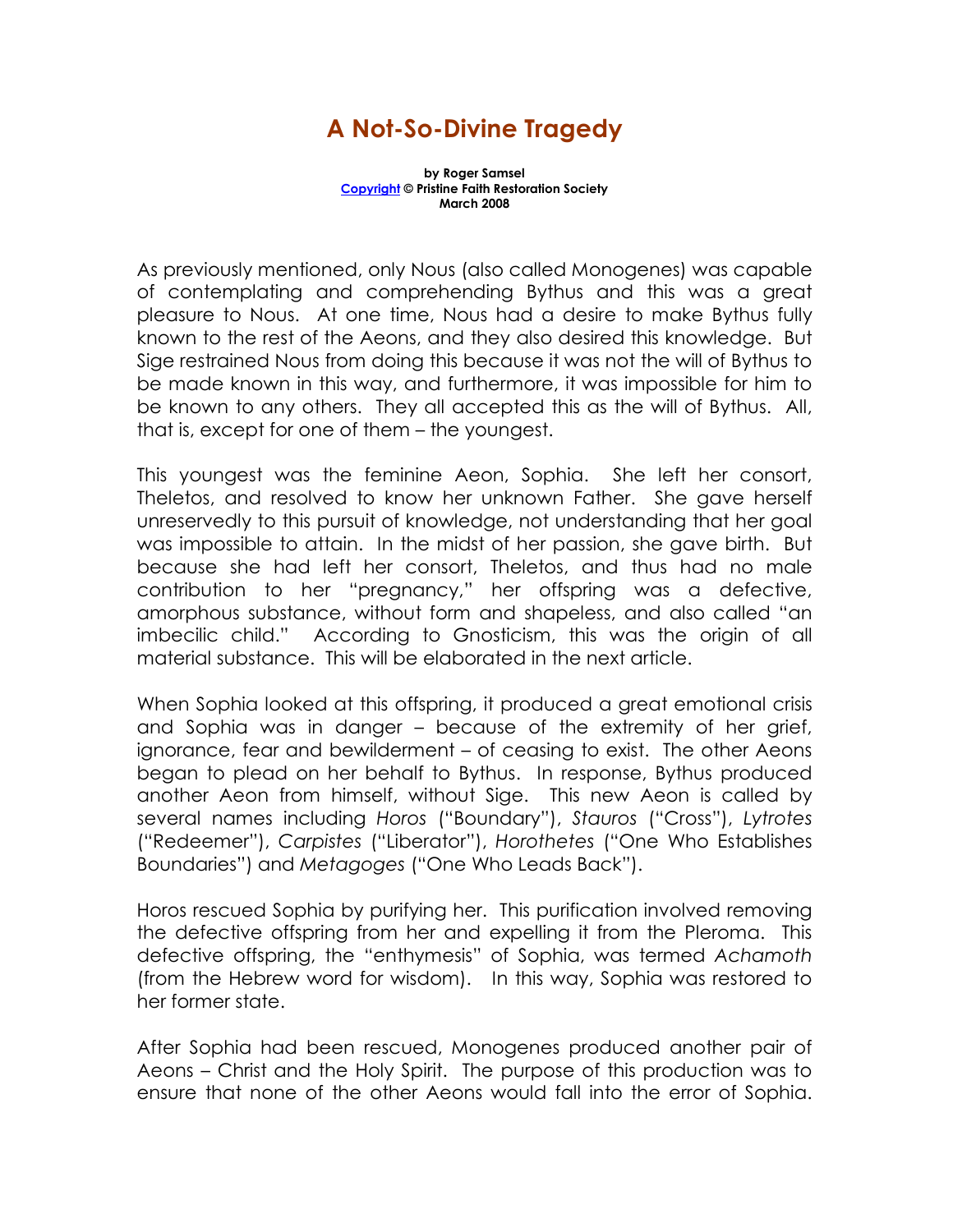# A Not-So-Divine Tragedy

**by Roger Samsel**
**Copyright © Pristine Faith Restoration Society**
**March 2008**

As previously mentioned, only Nous (also called Monogenes) was capable of contemplating and comprehending Bythus and this was a great pleasure to Nous. At one time, Nous had a desire to make Bythus fully known to the rest of the Aeons, and they also desired this knowledge. But Sige restrained Nous from doing this because it was not the will of Bythus to be made known in this way, and furthermore, it was impossible for him to be known to any others. They all accepted this as the will of Bythus. All, that is, except for one of them – the youngest.

This youngest was the feminine Aeon, Sophia. She left her consort, Theletos, and resolved to know her unknown Father. She gave herself unreservedly to this pursuit of knowledge, not understanding that her goal was impossible to attain. In the midst of her passion, she gave birth. But because she had left her consort, Theletos, and thus had no male contribution to her "pregnancy," her offspring was a defective, amorphous substance, without form and shapeless, and also called "an imbecilic child." According to Gnosticism, this was the origin of all material substance. This will be elaborated in the next article.

When Sophia looked at this offspring, it produced a great emotional crisis and Sophia was in danger – because of the extremity of her grief, ignorance, fear and bewilderment – of ceasing to exist. The other Aeons began to plead on her behalf to Bythus. In response, Bythus produced another Aeon from himself, without Sige. This new Aeon is called by several names including *Horos* ("Boundary"), *Stauros* ("Cross"), *Lytrotes* ("Redeemer"), *Carpistes* ("Liberator"), *Horothetes* ("One Who Establishes Boundaries") and *Metagoges* ("One Who Leads Back").

Horos rescued Sophia by purifying her. This purification involved removing the defective offspring from her and expelling it from the Pleroma. This defective offspring, the "enthymesis" of Sophia, was termed *Achamoth* (from the Hebrew word for wisdom). In this way, Sophia was restored to her former state.

After Sophia had been rescued, Monogenes produced another pair of Aeons – Christ and the Holy Spirit. The purpose of this production was to ensure that none of the other Aeons would fall into the error of Sophia.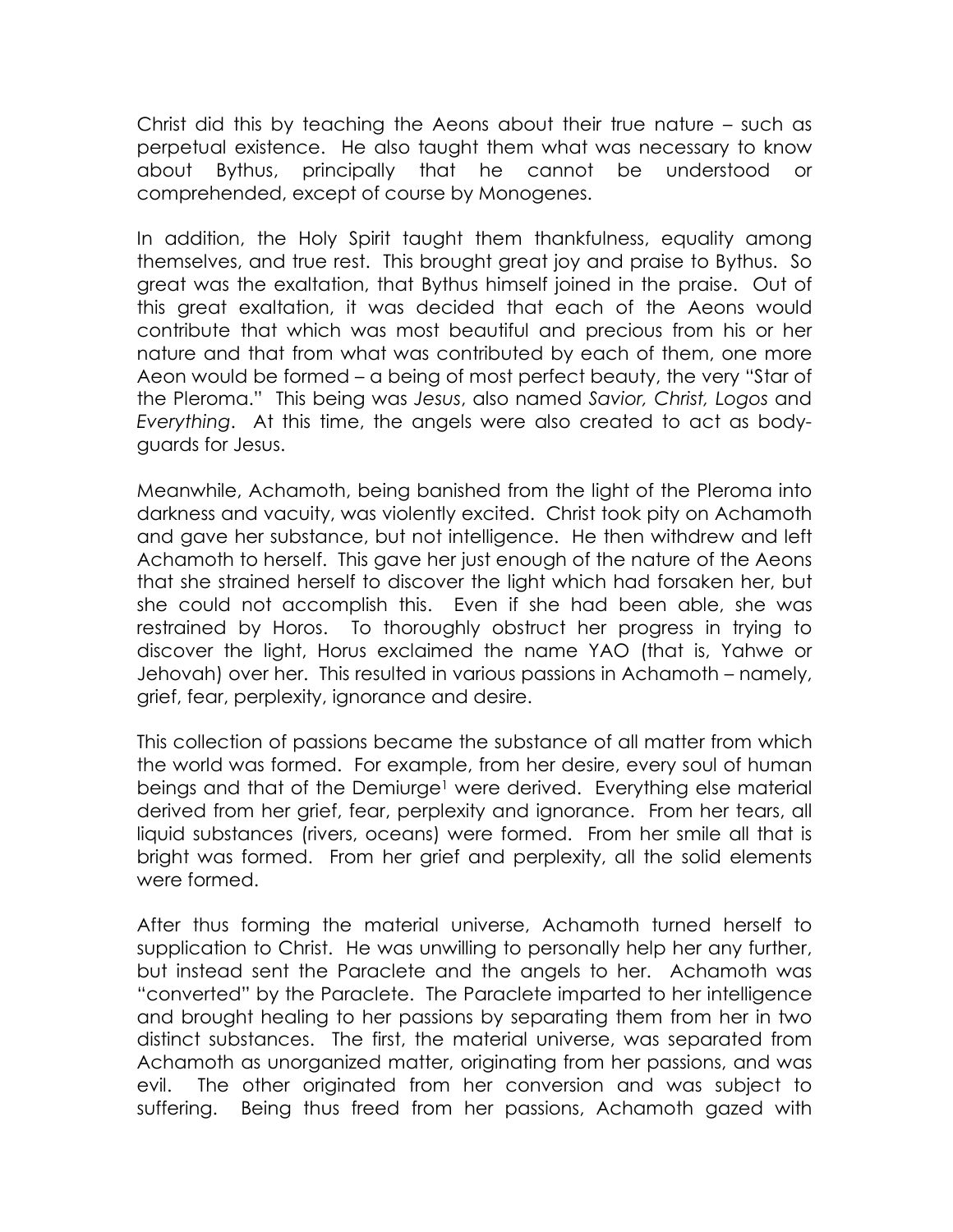Christ did this by teaching the Aeons about their true nature – such as perpetual existence. He also taught them what was necessary to know about Bythus, principally that he cannot be understood or comprehended, except of course by Monogenes.

In addition, the Holy Spirit taught them thankfulness, equality among themselves, and true rest. This brought great joy and praise to Bythus. So great was the exaltation, that Bythus himself joined in the praise. Out of this great exaltation, it was decided that each of the Aeons would contribute that which was most beautiful and precious from his or her nature and that from what was contributed by each of them, one more Aeon would be formed – a being of most perfect beauty, the very "Star of the Pleroma." This being was *Jesus*, also named *Savior, Christ, Logos* and *Everything*. At this time, the angels were also created to act as body-guards for Jesus.

Meanwhile, Achamoth, being banished from the light of the Pleroma into darkness and vacuity, was violently excited. Christ took pity on Achamoth and gave her substance, but not intelligence. He then withdrew and left Achamoth to herself. This gave her just enough of the nature of the Aeons that she strained herself to discover the light which had forsaken her, but she could not accomplish this. Even if she had been able, she was restrained by Horos. To thoroughly obstruct her progress in trying to discover the light, Horus exclaimed the name YAO (that is, Yahwe or Jehovah) over her. This resulted in various passions in Achamoth – namely, grief, fear, perplexity, ignorance and desire.

This collection of passions became the substance of all matter from which the world was formed. For example, from her desire, every soul of human beings and that of the Demiurge[1] were derived. Everything else material derived from her grief, fear, perplexity and ignorance. From her tears, all liquid substances (rivers, oceans) were formed. From her smile all that is bright was formed. From her grief and perplexity, all the solid elements were formed.

After thus forming the material universe, Achamoth turned herself to supplication to Christ. He was unwilling to personally help her any further, but instead sent the Paraclete and the angels to her. Achamoth was "converted" by the Paraclete. The Paraclete imparted to her intelligence and brought healing to her passions by separating them from her in two distinct substances. The first, the material universe, was separated from Achamoth as unorganized matter, originating from her passions, and was evil. The other originated from her conversion and was subject to suffering. Being thus freed from her passions, Achamoth gazed with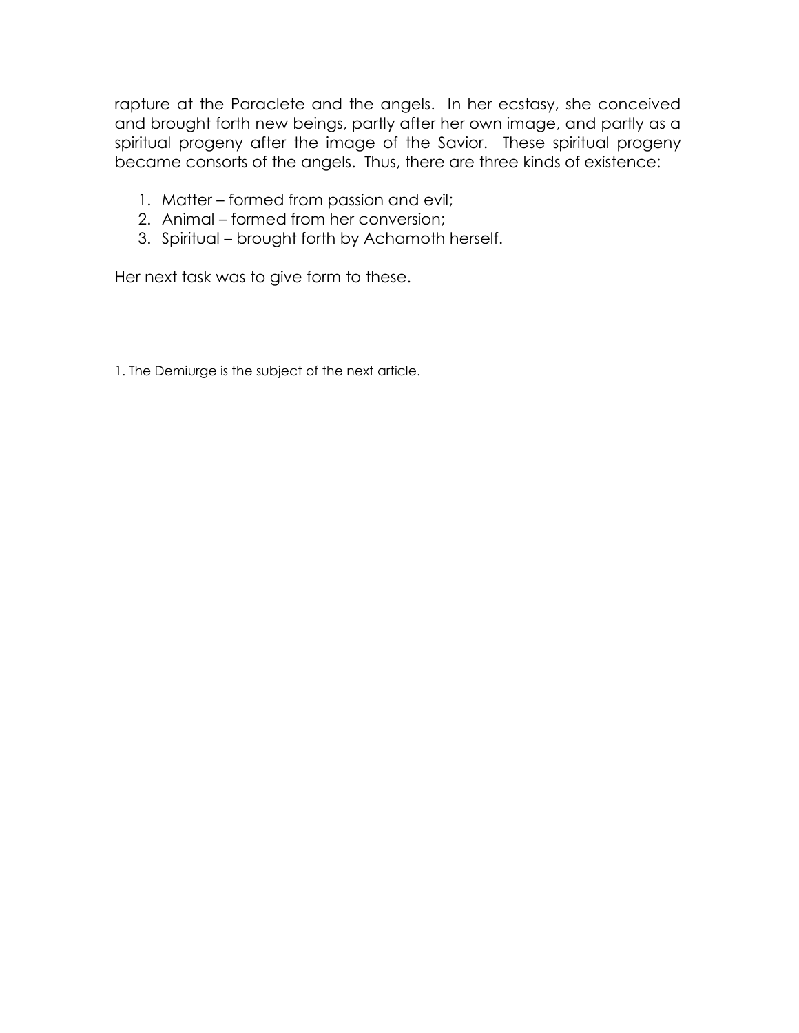rapture at the Paraclete and the angels. In her ecstasy, she conceived and brought forth new beings, partly after her own image, and partly as a spiritual progeny after the image of the Savior. These spiritual progeny became consorts of the angels. Thus, there are three kinds of existence:

1. Matter – formed from passion and evil;
2. Animal – formed from her conversion;
3. Spiritual – brought forth by Achamoth herself.

Her next task was to give form to these.

1. The Demiurge is the subject of the next article.